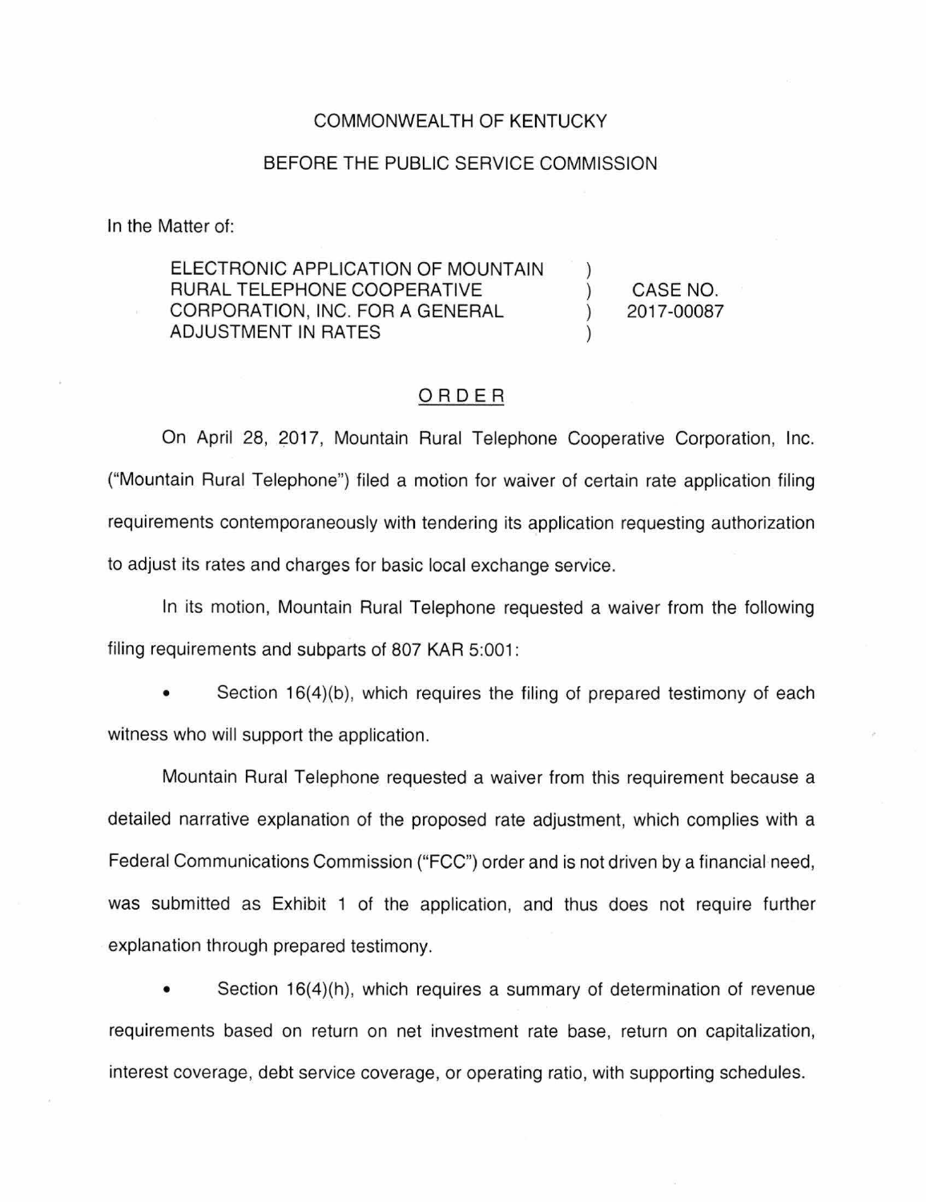COMMONWEALTH OF KENTUCKY

BEFORE THE PUBLIC SERVICE COMMISSION

In the Matter of:

| | | |
|---|---|---|
| ELECTRONIC APPLICATION OF MOUNTAIN RURAL TELEPHONE COOPERATIVE CORPORATION, INC. FOR A GENERAL ADJUSTMENT IN RATES | ) ) ) ) | CASE NO. 2017-00087 |

## ORDER

On April 28, 2017, Mountain Rural Telephone Cooperative Corporation, Inc. ("Mountain Rural Telephone") filed a motion for waiver of certain rate application filing requirements contemporaneously with tendering its application requesting authorization to adjust its rates and charges for basic local exchange service.

In its motion, Mountain Rural Telephone requested a waiver from the following filing requirements and subparts of 807 KAR 5:001:

- Section 16(4)(b), which requires the filing of prepared testimony of each witness who will support the application.

Mountain Rural Telephone requested a waiver from this requirement because a detailed narrative explanation of the proposed rate adjustment, which complies with a Federal Communications Commission ("FCC") order and is not driven by a financial need, was submitted as Exhibit 1 of the application, and thus does not require further explanation through prepared testimony.

- Section 16(4)(h), which requires a summary of determination of revenue requirements based on return on net investment rate base, return on capitalization, interest coverage, debt service coverage, or operating ratio, with supporting schedules.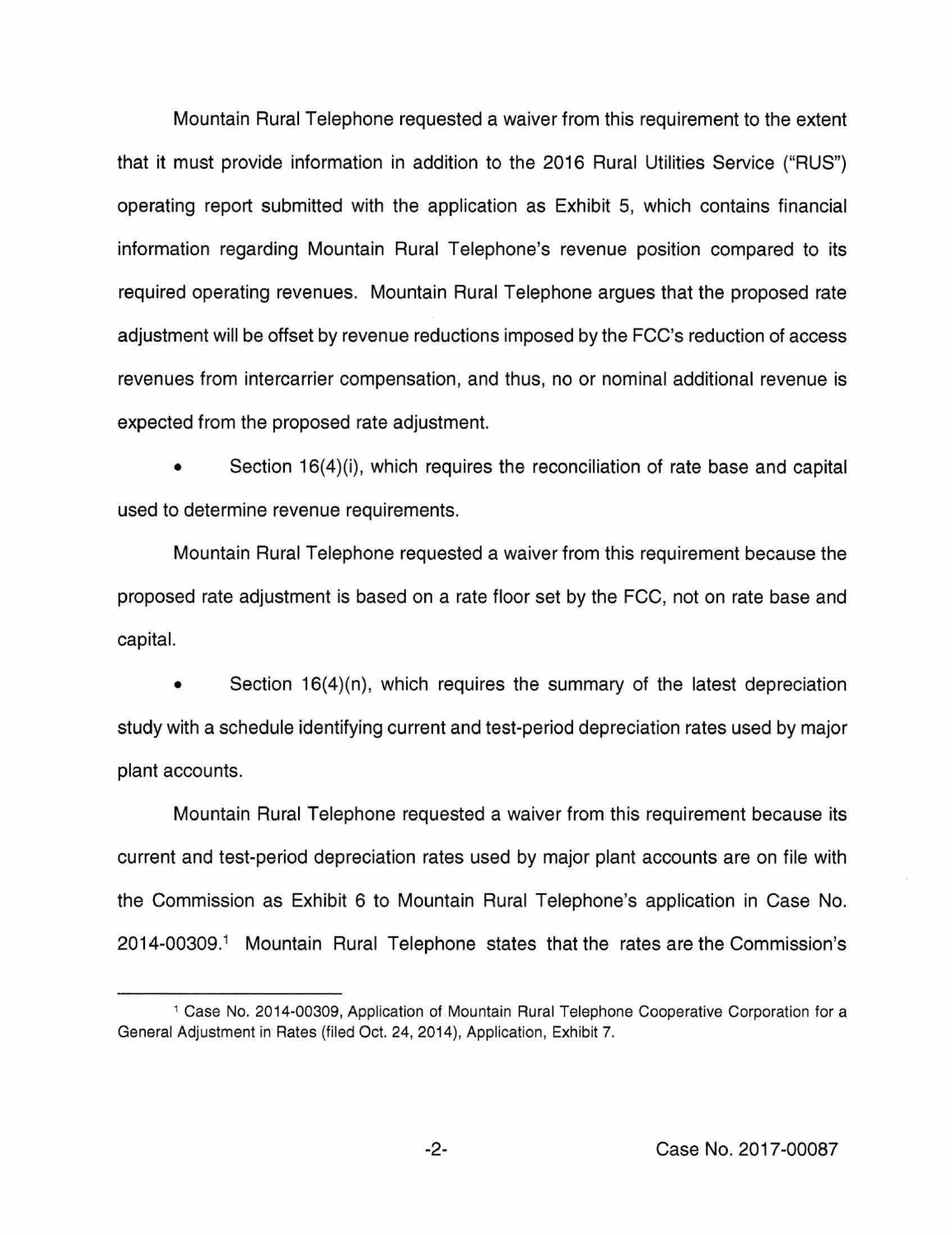Mountain Rural Telephone requested a waiver from this requirement to the extent that it must provide information in addition to the 2016 Rural Utilities Service ("RUS") operating report submitted with the application as Exhibit 5, which contains financial information regarding Mountain Rural Telephone's revenue position compared to its required operating revenues. Mountain Rural Telephone argues that the proposed rate adjustment will be offset by revenue reductions imposed by the FCC's reduction of access revenues from intercarrier compensation, and thus, no or nominal additional revenue is expected from the proposed rate adjustment.

- Section 16(4)(i), which requires the reconciliation of rate base and capital used to determine revenue requirements.

Mountain Rural Telephone requested a waiver from this requirement because the proposed rate adjustment is based on a rate floor set by the FCC, not on rate base and capital.

- Section 16(4)(n), which requires the summary of the latest depreciation study with a schedule identifying current and test-period depreciation rates used by major plant accounts.

Mountain Rural Telephone requested a waiver from this requirement because its current and test-period depreciation rates used by major plant accounts are on file with the Commission as Exhibit 6 to Mountain Rural Telephone's application in Case No. 2014-00309.[1] Mountain Rural Telephone states that the rates are the Commission's

[1] Case No. 2014-00309, Application of Mountain Rural Telephone Cooperative Corporation for a General Adjustment in Rates (filed Oct. 24, 2014), Application, Exhibit 7.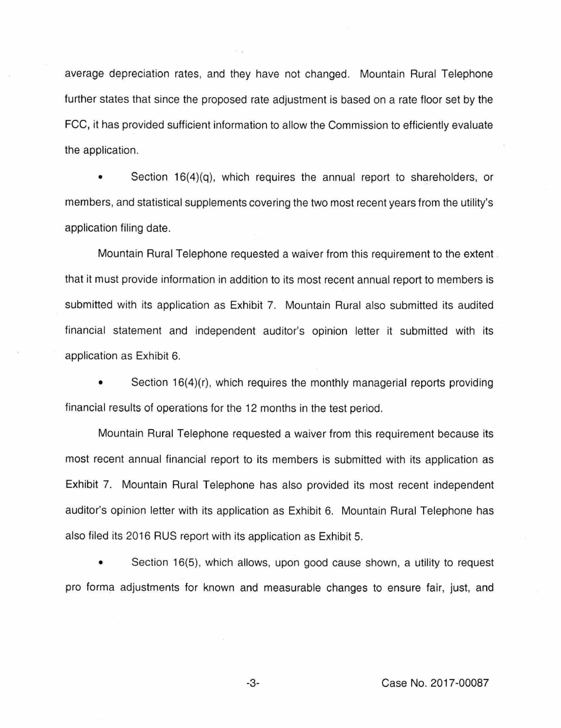average depreciation rates, and they have not changed. Mountain Rural Telephone further states that since the proposed rate adjustment is based on a rate floor set by the FCC, it has provided sufficient information to allow the Commission to efficiently evaluate the application.

- Section 16(4)(q), which requires the annual report to shareholders, or members, and statistical supplements covering the two most recent years from the utility's application filing date.

Mountain Rural Telephone requested a waiver from this requirement to the extent that it must provide information in addition to its most recent annual report to members is submitted with its application as Exhibit 7. Mountain Rural also submitted its audited financial statement and independent auditor's opinion letter it submitted with its application as Exhibit 6.

- Section 16(4)(r), which requires the monthly managerial reports providing financial results of operations for the 12 months in the test period.

Mountain Rural Telephone requested a waiver from this requirement because its most recent annual financial report to its members is submitted with its application as Exhibit 7. Mountain Rural Telephone has also provided its most recent independent auditor's opinion letter with its application as Exhibit 6. Mountain Rural Telephone has also filed its 2016 RUS report with its application as Exhibit 5.

- Section 16(5), which allows, upon good cause shown, a utility to request pro forma adjustments for known and measurable changes to ensure fair, just, and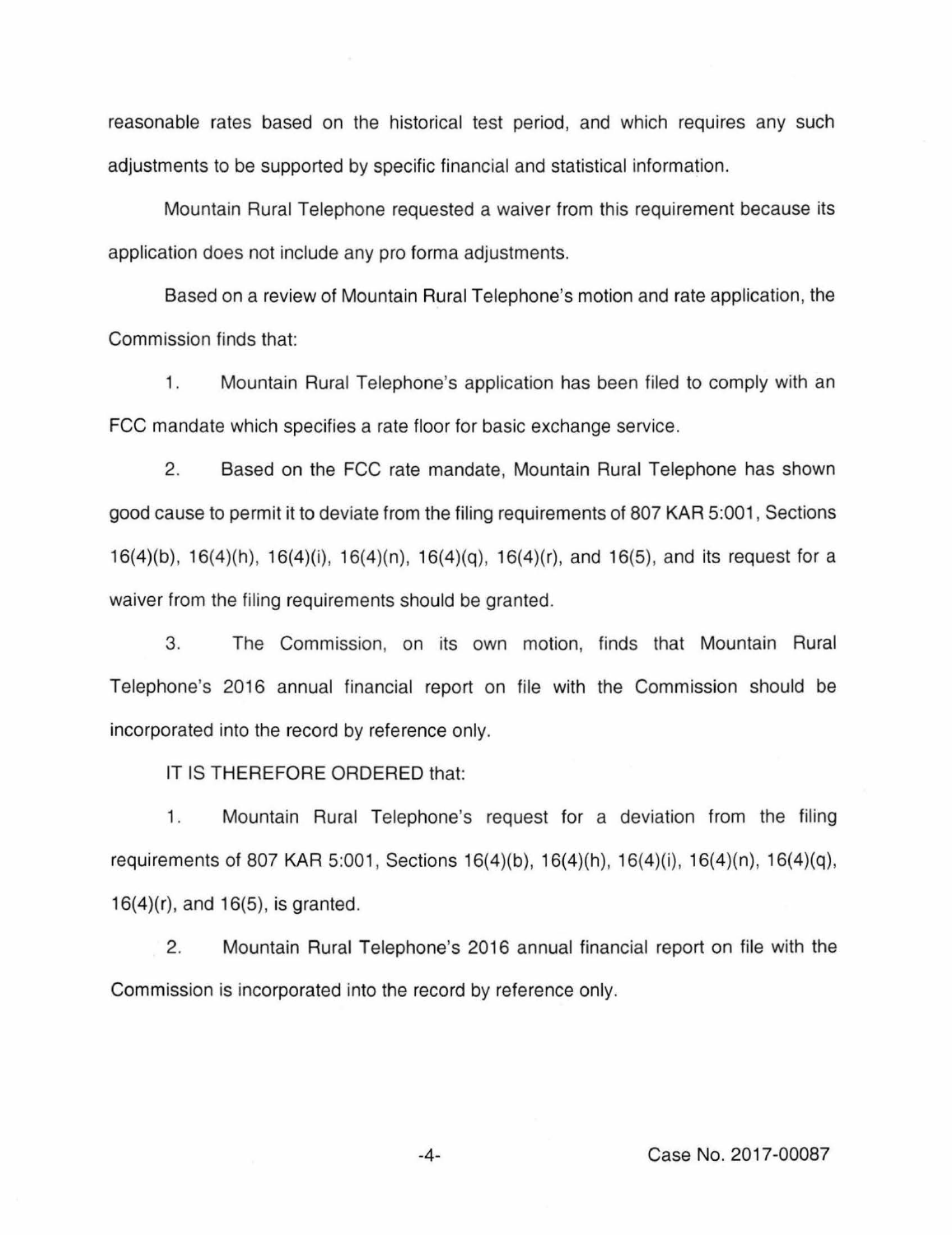reasonable rates based on the historical test period, and which requires any such adjustments to be supported by specific financial and statistical information.

Mountain Rural Telephone requested a waiver from this requirement because its application does not include any pro forma adjustments.

Based on a review of Mountain Rural Telephone's motion and rate application, the Commission finds that:

1. Mountain Rural Telephone's application has been filed to comply with an FCC mandate which specifies a rate floor for basic exchange service.

2. Based on the FCC rate mandate, Mountain Rural Telephone has shown good cause to permit it to deviate from the filing requirements of 807 KAR 5:001, Sections 16(4)(b), 16(4)(h), 16(4)(i), 16(4)(n), 16(4)(q), 16(4)(r), and 16(5), and its request for a waiver from the filing requirements should be granted.

3. The Commission, on its own motion, finds that Mountain Rural Telephone's 2016 annual financial report on file with the Commission should be incorporated into the record by reference only.

IT IS THEREFORE ORDERED that:

1. Mountain Rural Telephone's request for a deviation from the filing requirements of 807 KAR 5:001, Sections 16(4)(b), 16(4)(h), 16(4)(i), 16(4)(n), 16(4)(q), 16(4)(r), and 16(5), is granted.

2. Mountain Rural Telephone's 2016 annual financial report on file with the Commission is incorporated into the record by reference only.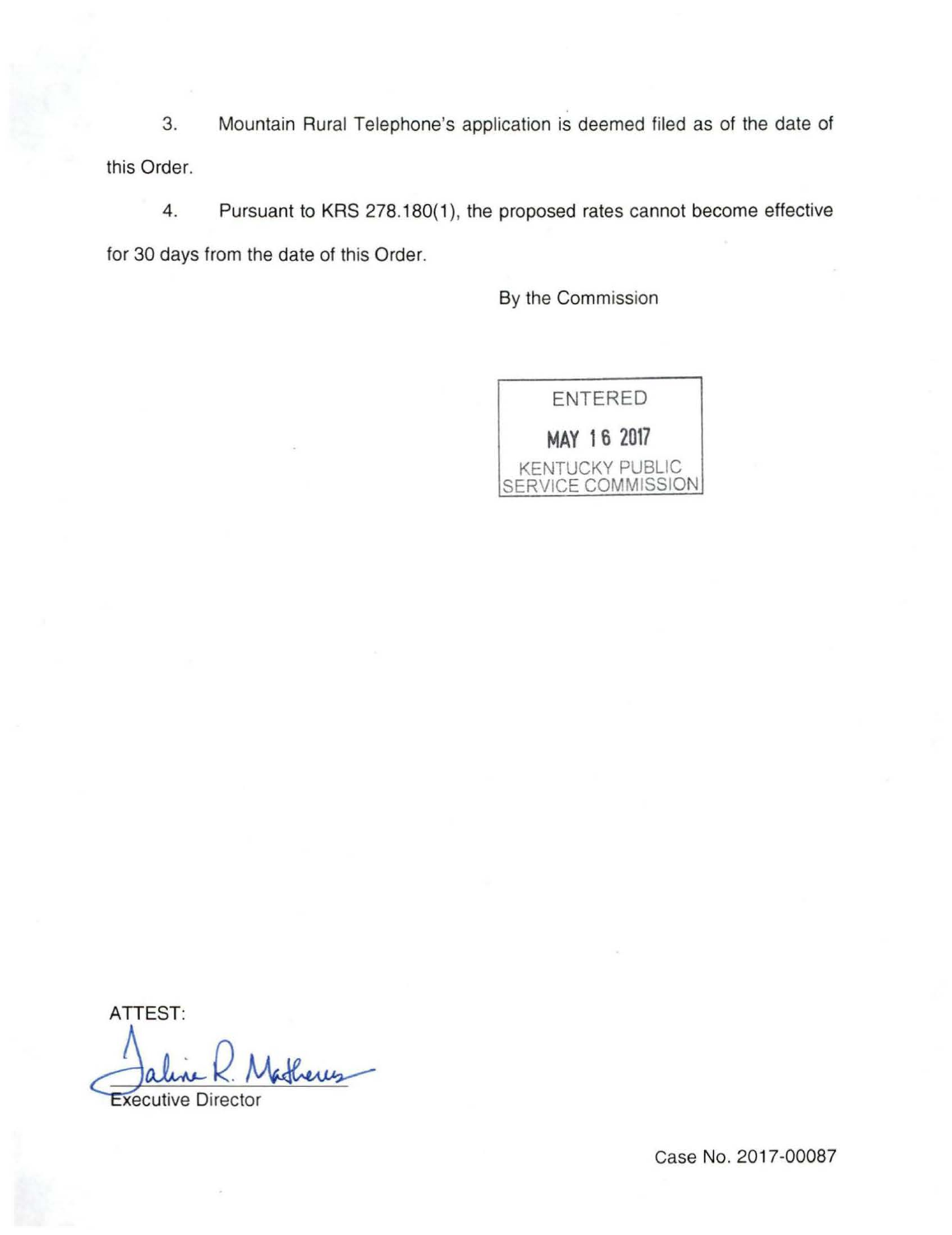3. Mountain Rural Telephone's application is deemed filed as of the date of this Order.

4. Pursuant to KRS 278.180(1), the proposed rates cannot become effective for 30 days from the date of this Order.

By the Commission

ENTERED
MAY 16 2017
KENTUCKY PUBLIC SERVICE COMMISSION

ATTEST:

Executive Director

Case No. 2017-00087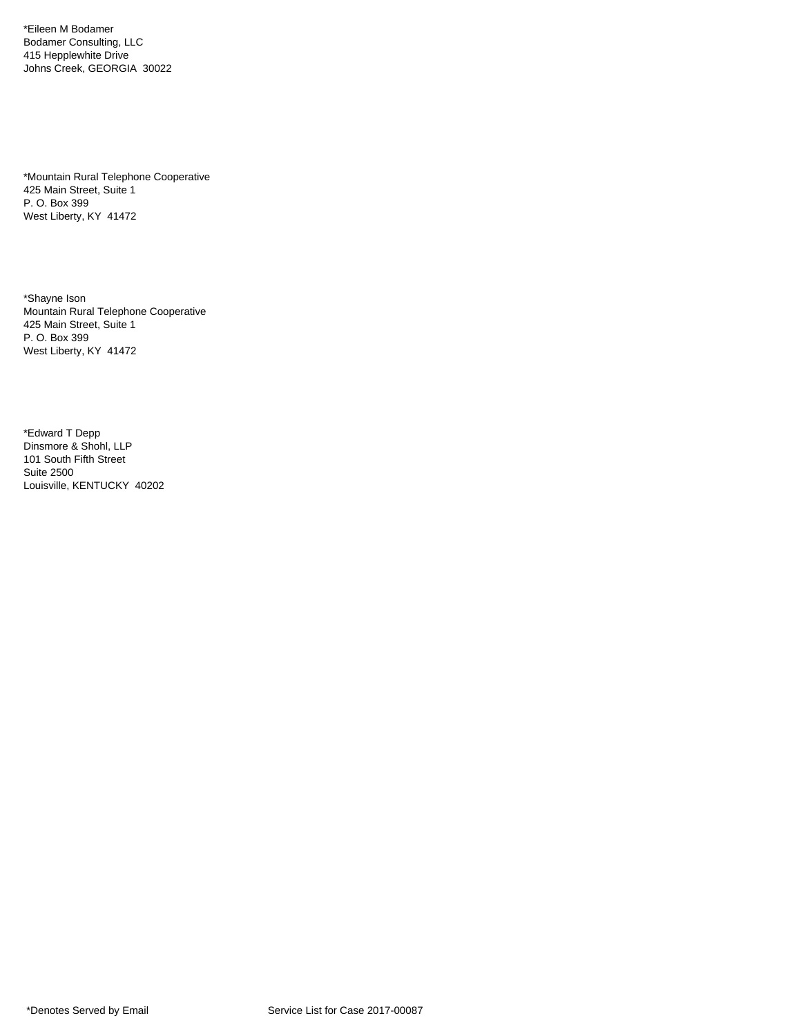*Eileen M Bodamer
Bodamer Consulting, LLC
415 Hepplewhite Drive
Johns Creek, GEORGIA 30022

*Mountain Rural Telephone Cooperative
425 Main Street, Suite 1
P. O. Box 399
West Liberty, KY 41472

*Shayne Ison
Mountain Rural Telephone Cooperative
425 Main Street, Suite 1
P. O. Box 399
West Liberty, KY 41472

*Edward T Depp
Dinsmore & Shohl, LLP
101 South Fifth Street
Suite 2500
Louisville, KENTUCKY 40202

*Denotes Served by Email

Service List for Case 2017-00087